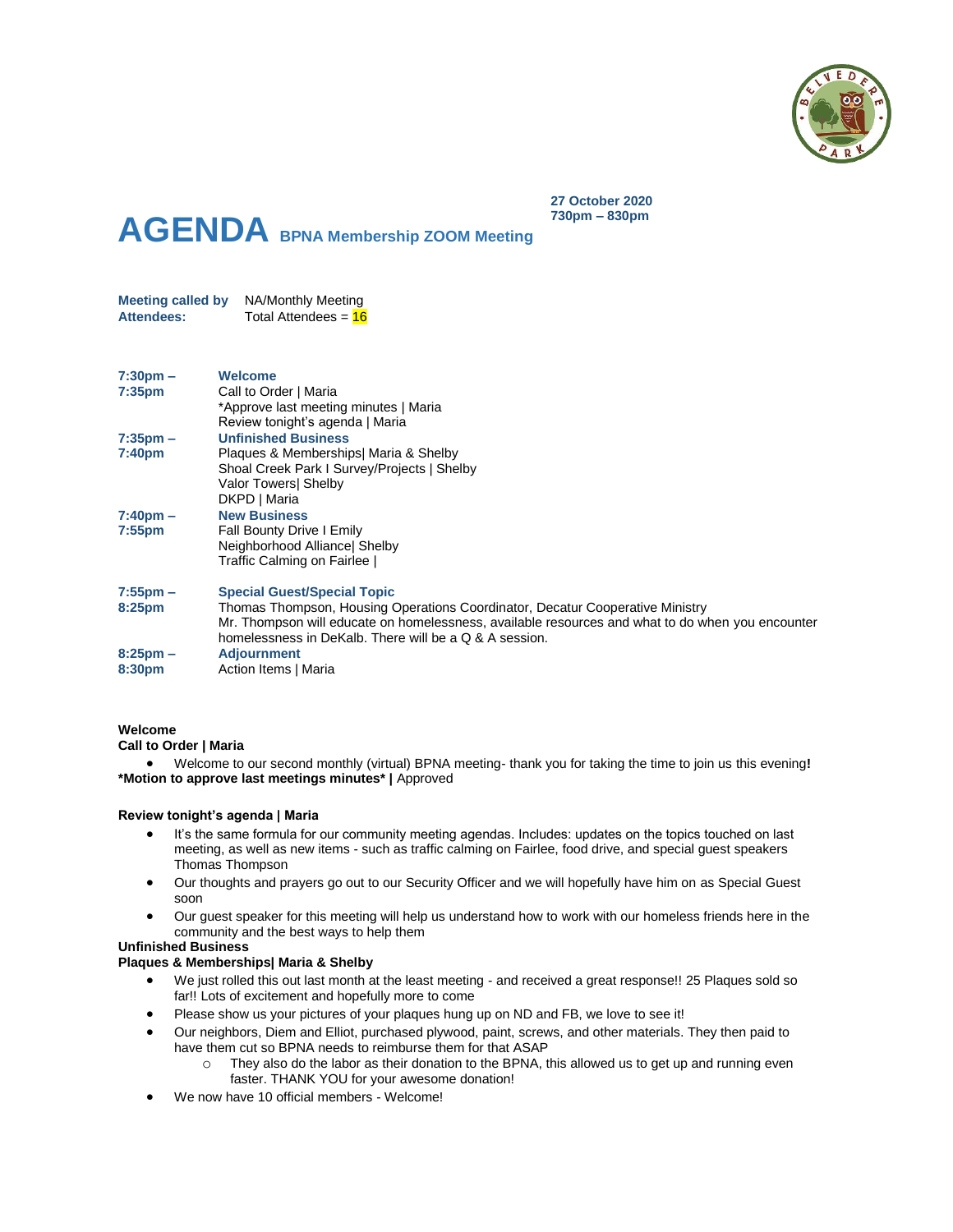27 October 2020
730pm – 830pm

# AGENDA BPNA Membership ZOOM Meeting

**Meeting called by** NA/Monthly Meeting
**Attendees:** Total Attendees = 16

| | |
|---|---|
| **7:30pm – 7:35pm** | **Welcome**<br>Call to Order \| Maria<br>*Approve last meeting minutes \| Maria<br>Review tonight's agenda \| Maria |
| **7:35pm – 7:40pm** | **Unfinished Business**<br>Plaques & Memberships\| Maria & Shelby<br>Shoal Creek Park I Survey/Projects \| Shelby<br>Valor Towers\| Shelby<br>DKPD \| Maria |
| **7:40pm – 7:55pm** | **New Business**<br>Fall Bounty Drive I Emily<br>Neighborhood Alliance\| Shelby<br>Traffic Calming on Fairlee \| |
| **7:55pm – 8:25pm** | **Special Guest/Special Topic**<br>Thomas Thompson, Housing Operations Coordinator, Decatur Cooperative Ministry<br>Mr. Thompson will educate on homelessness, available resources and what to do when you encounter homelessness in DeKalb. There will be a Q & A session. |
| **8:25pm – 8:30pm** | **Adjournment**<br>Action Items \| Maria |

**Welcome**
**Call to Order | Maria**

- Welcome to our second monthly (virtual) BPNA meeting- thank you for taking the time to join us this evening**!**

***Motion to approve last meetings minutes* |** Approved

**Review tonight's agenda | Maria**

- It's the same formula for our community meeting agendas. Includes: updates on the topics touched on last meeting, as well as new items - such as traffic calming on Fairlee, food drive, and special guest speakers Thomas Thompson
- Our thoughts and prayers go out to our Security Officer and we will hopefully have him on as Special Guest soon
- Our guest speaker for this meeting will help us understand how to work with our homeless friends here in the community and the best ways to help them

**Unfinished Business**
**Plaques & Memberships| Maria & Shelby**

- We just rolled this out last month at the least meeting - and received a great response!! 25 Plaques sold so far!! Lots of excitement and hopefully more to come
- Please show us your pictures of your plaques hung up on ND and FB, we love to see it!
- Our neighbors, Diem and Elliot, purchased plywood, paint, screws, and other materials. They then paid to have them cut so BPNA needs to reimburse them for that ASAP
  - They also do the labor as their donation to the BPNA, this allowed us to get up and running even faster. THANK YOU for your awesome donation!
- We now have 10 official members - Welcome!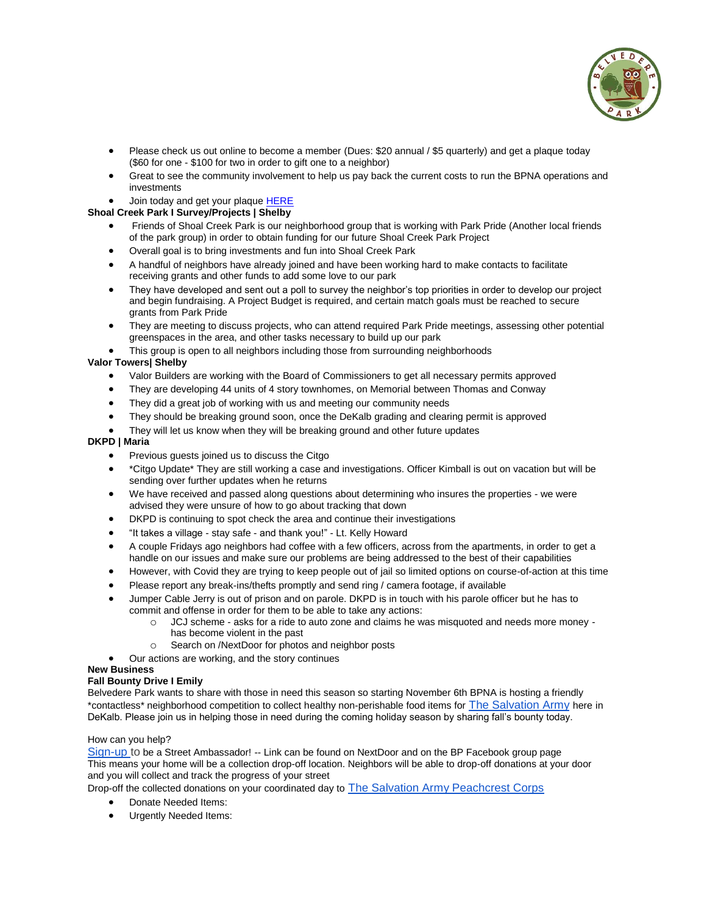- Please check us out online to become a member (Dues: $20 annual / $5 quarterly) and get a plaque today ($60 for one - $100 for two in order to gift one to a neighbor)
- Great to see the community involvement to help us pay back the current costs to run the BPNA operations and investments
- Join today and get your plaque HERE

**Shoal Creek Park I Survey/Projects | Shelby**

- Friends of Shoal Creek Park is our neighborhood group that is working with Park Pride (Another local friends of the park group) in order to obtain funding for our future Shoal Creek Park Project
- Overall goal is to bring investments and fun into Shoal Creek Park
- A handful of neighbors have already joined and have been working hard to make contacts to facilitate receiving grants and other funds to add some love to our park
- They have developed and sent out a poll to survey the neighbor's top priorities in order to develop our project and begin fundraising. A Project Budget is required, and certain match goals must be reached to secure grants from Park Pride
- They are meeting to discuss projects, who can attend required Park Pride meetings, assessing other potential greenspaces in the area, and other tasks necessary to build up our park
- This group is open to all neighbors including those from surrounding neighborhoods

**Valor Towers| Shelby**

- Valor Builders are working with the Board of Commissioners to get all necessary permits approved
- They are developing 44 units of 4 story townhomes, on Memorial between Thomas and Conway
- They did a great job of working with us and meeting our community needs
- They should be breaking ground soon, once the DeKalb grading and clearing permit is approved
- They will let us know when they will be breaking ground and other future updates

**DKPD | Maria**

- Previous guests joined us to discuss the Citgo
- *Citgo Update* They are still working a case and investigations. Officer Kimball is out on vacation but will be sending over further updates when he returns
- We have received and passed along questions about determining who insures the properties - we were advised they were unsure of how to go about tracking that down
- DKPD is continuing to spot check the area and continue their investigations
- "It takes a village - stay safe - and thank you!" - Lt. Kelly Howard
- A couple Fridays ago neighbors had coffee with a few officers, across from the apartments, in order to get a handle on our issues and make sure our problems are being addressed to the best of their capabilities
- However, with Covid they are trying to keep people out of jail so limited options on course-of-action at this time
- Please report any break-ins/thefts promptly and send ring / camera footage, if available
- Jumper Cable Jerry is out of prison and on parole. DKPD is in touch with his parole officer but he has to commit and offense in order for them to be able to take any actions:
  - JCJ scheme - asks for a ride to auto zone and claims he was misquoted and needs more money - has become violent in the past
  - Search on /NextDoor for photos and neighbor posts
- Our actions are working, and the story continues

**New Business**

**Fall Bounty Drive I Emily**

Belvedere Park wants to share with those in need this season so starting November 6th BPNA is hosting a friendly *contactless* neighborhood competition to collect healthy non-perishable food items for The Salvation Army here in DeKalb. Please join us in helping those in need during the coming holiday season by sharing fall's bounty today.

How can you help?

Sign-up to be a Street Ambassador! -- Link can be found on NextDoor and on the BP Facebook group page
This means your home will be a collection drop-off location. Neighbors will be able to drop-off donations at your door and you will collect and track the progress of your street
Drop-off the collected donations on your coordinated day to The Salvation Army Peachcrest Corps

- Donate Needed Items:
- Urgently Needed Items: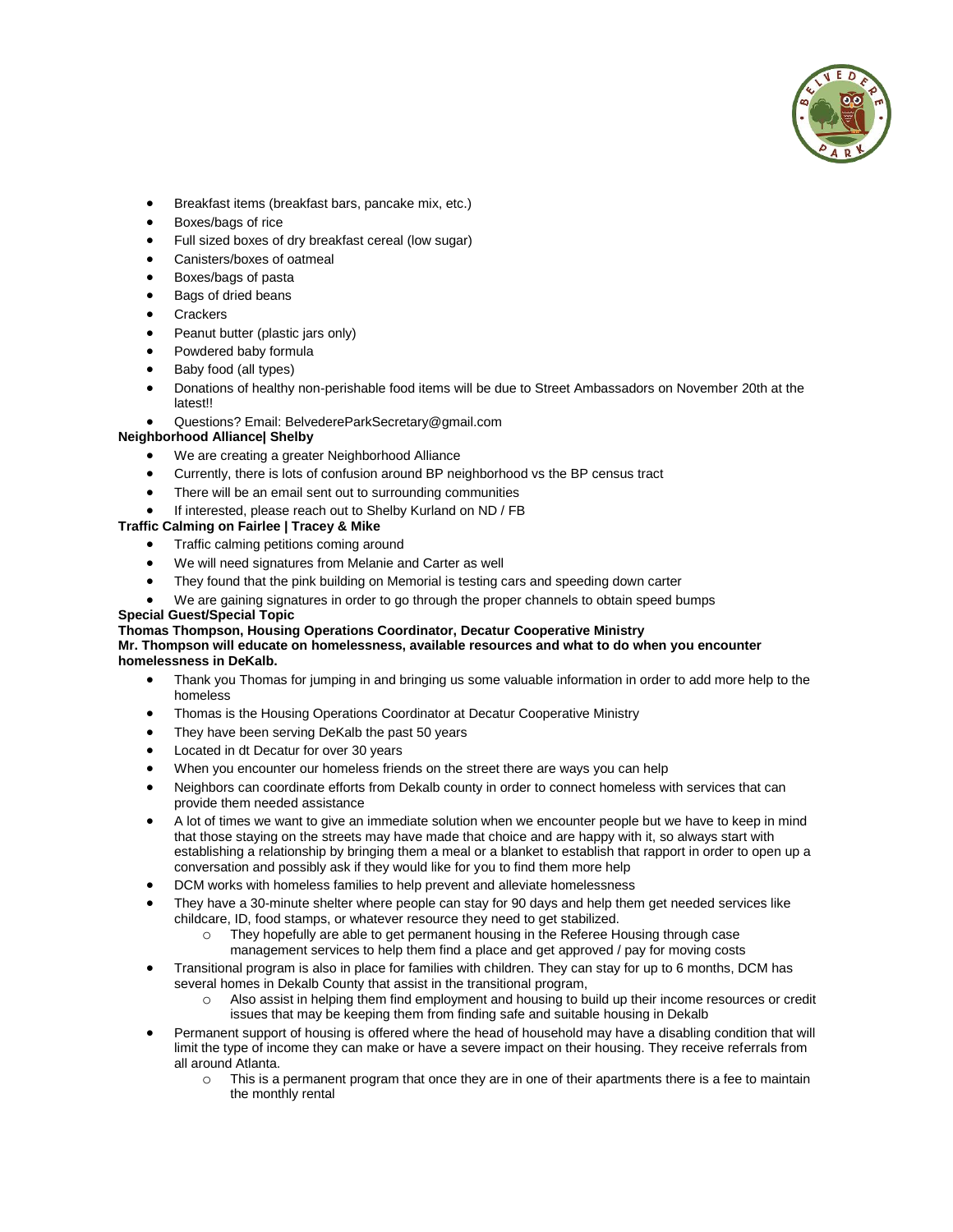- Breakfast items (breakfast bars, pancake mix, etc.)
- Boxes/bags of rice
- Full sized boxes of dry breakfast cereal (low sugar)
- Canisters/boxes of oatmeal
- Boxes/bags of pasta
- Bags of dried beans
- Crackers
- Peanut butter (plastic jars only)
- Powdered baby formula
- Baby food (all types)
- Donations of healthy non-perishable food items will be due to Street Ambassadors on November 20th at the latest!!
- Questions? Email: BelvedereParkSecretary@gmail.com

**Neighborhood Alliance| Shelby**

- We are creating a greater Neighborhood Alliance
- Currently, there is lots of confusion around BP neighborhood vs the BP census tract
- There will be an email sent out to surrounding communities
- If interested, please reach out to Shelby Kurland on ND / FB

**Traffic Calming on Fairlee | Tracey & Mike**

- Traffic calming petitions coming around
- We will need signatures from Melanie and Carter as well
- They found that the pink building on Memorial is testing cars and speeding down carter
- We are gaining signatures in order to go through the proper channels to obtain speed bumps

**Special Guest/Special Topic**

**Thomas Thompson, Housing Operations Coordinator, Decatur Cooperative Ministry**
**Mr. Thompson will educate on homelessness, available resources and what to do when you encounter homelessness in DeKalb.**

- Thank you Thomas for jumping in and bringing us some valuable information in order to add more help to the homeless
- Thomas is the Housing Operations Coordinator at Decatur Cooperative Ministry
- They have been serving DeKalb the past 50 years
- Located in dt Decatur for over 30 years
- When you encounter our homeless friends on the street there are ways you can help
- Neighbors can coordinate efforts from Dekalb county in order to connect homeless with services that can provide them needed assistance
- A lot of times we want to give an immediate solution when we encounter people but we have to keep in mind that those staying on the streets may have made that choice and are happy with it, so always start with establishing a relationship by bringing them a meal or a blanket to establish that rapport in order to open up a conversation and possibly ask if they would like for you to find them more help
- DCM works with homeless families to help prevent and alleviate homelessness
- They have a 30-minute shelter where people can stay for 90 days and help them get needed services like childcare, ID, food stamps, or whatever resource they need to get stabilized.
  - They hopefully are able to get permanent housing in the Referee Housing through case management services to help them find a place and get approved / pay for moving costs
- Transitional program is also in place for families with children. They can stay for up to 6 months, DCM has several homes in Dekalb County that assist in the transitional program,
  - Also assist in helping them find employment and housing to build up their income resources or credit issues that may be keeping them from finding safe and suitable housing in Dekalb
- Permanent support of housing is offered where the head of household may have a disabling condition that will limit the type of income they can make or have a severe impact on their housing. They receive referrals from all around Atlanta.
  - This is a permanent program that once they are in one of their apartments there is a fee to maintain the monthly rental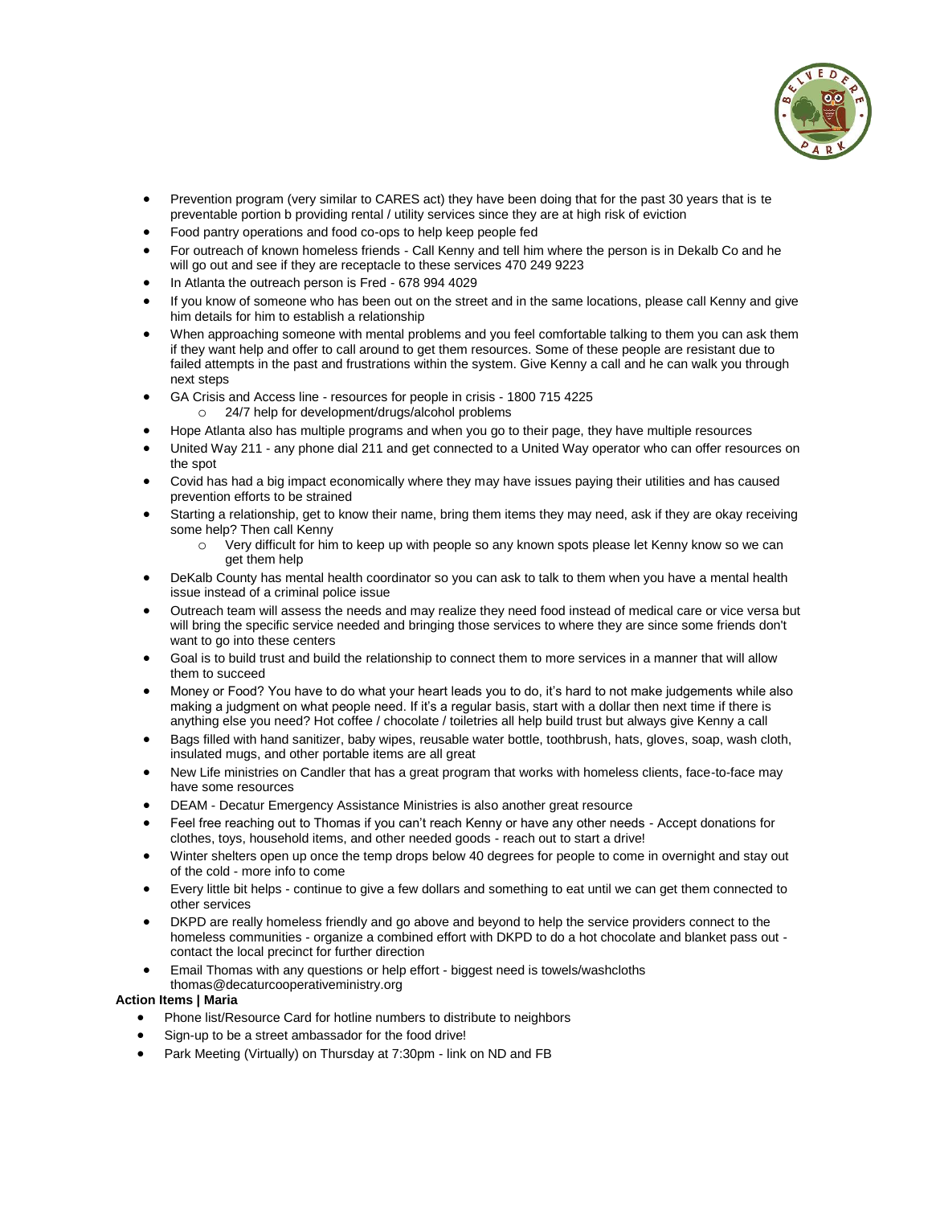- Prevention program (very similar to CARES act) they have been doing that for the past 30 years that is te preventable portion b providing rental / utility services since they are at high risk of eviction
- Food pantry operations and food co-ops to help keep people fed
- For outreach of known homeless friends - Call Kenny and tell him where the person is in Dekalb Co and he will go out and see if they are receptacle to these services 470 249 9223
- In Atlanta the outreach person is Fred - 678 994 4029
- If you know of someone who has been out on the street and in the same locations, please call Kenny and give him details for him to establish a relationship
- When approaching someone with mental problems and you feel comfortable talking to them you can ask them if they want help and offer to call around to get them resources. Some of these people are resistant due to failed attempts in the past and frustrations within the system. Give Kenny a call and he can walk you through next steps
- GA Crisis and Access line - resources for people in crisis - 1800 715 4225
    - 24/7 help for development/drugs/alcohol problems
- Hope Atlanta also has multiple programs and when you go to their page, they have multiple resources
- United Way 211 - any phone dial 211 and get connected to a United Way operator who can offer resources on the spot
- Covid has had a big impact economically where they may have issues paying their utilities and has caused prevention efforts to be strained
- Starting a relationship, get to know their name, bring them items they may need, ask if they are okay receiving some help? Then call Kenny
    - Very difficult for him to keep up with people so any known spots please let Kenny know so we can get them help
- DeKalb County has mental health coordinator so you can ask to talk to them when you have a mental health issue instead of a criminal police issue
- Outreach team will assess the needs and may realize they need food instead of medical care or vice versa but will bring the specific service needed and bringing those services to where they are since some friends don't want to go into these centers
- Goal is to build trust and build the relationship to connect them to more services in a manner that will allow them to succeed
- Money or Food? You have to do what your heart leads you to do, it's hard to not make judgements while also making a judgment on what people need. If it's a regular basis, start with a dollar then next time if there is anything else you need? Hot coffee / chocolate / toiletries all help build trust but always give Kenny a call
- Bags filled with hand sanitizer, baby wipes, reusable water bottle, toothbrush, hats, gloves, soap, wash cloth, insulated mugs, and other portable items are all great
- New Life ministries on Candler that has a great program that works with homeless clients, face-to-face may have some resources
- DEAM - Decatur Emergency Assistance Ministries is also another great resource
- Feel free reaching out to Thomas if you can't reach Kenny or have any other needs - Accept donations for clothes, toys, household items, and other needed goods - reach out to start a drive!
- Winter shelters open up once the temp drops below 40 degrees for people to come in overnight and stay out of the cold - more info to come
- Every little bit helps - continue to give a few dollars and something to eat until we can get them connected to other services
- DKPD are really homeless friendly and go above and beyond to help the service providers connect to the homeless communities - organize a combined effort with DKPD to do a hot chocolate and blanket pass out - contact the local precinct for further direction
- Email Thomas with any questions or help effort - biggest need is towels/washcloths thomas@decaturcooperativeministry.org

**Action Items | Maria**

- Phone list/Resource Card for hotline numbers to distribute to neighbors
- Sign-up to be a street ambassador for the food drive!
- Park Meeting (Virtually) on Thursday at 7:30pm - link on ND and FB